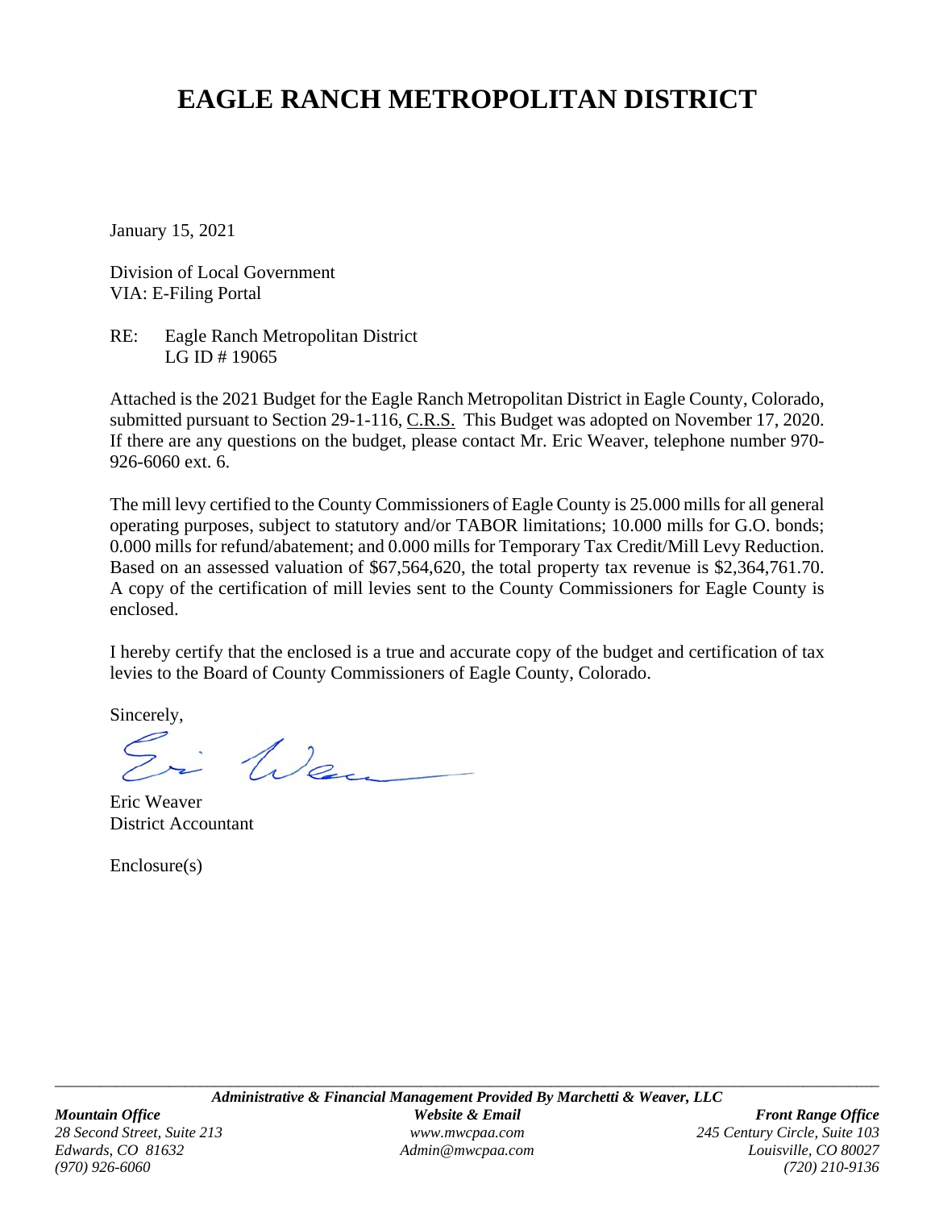# EAGLE RANCH METROPOLITAN DISTRICT

January 15, 2021

Division of Local Government
VIA: E-Filing Portal

RE: Eagle Ranch Metropolitan District
LG ID # 19065

Attached is the 2021 Budget for the Eagle Ranch Metropolitan District in Eagle County, Colorado, submitted pursuant to Section 29-1-116, C.R.S. This Budget was adopted on November 17, 2020. If there are any questions on the budget, please contact Mr. Eric Weaver, telephone number 970-926-6060 ext. 6.

The mill levy certified to the County Commissioners of Eagle County is 25.000 mills for all general operating purposes, subject to statutory and/or TABOR limitations; 10.000 mills for G.O. bonds; 0.000 mills for refund/abatement; and 0.000 mills for Temporary Tax Credit/Mill Levy Reduction. Based on an assessed valuation of $67,564,620, the total property tax revenue is $2,364,761.70. A copy of the certification of mill levies sent to the County Commissioners for Eagle County is enclosed.

I hereby certify that the enclosed is a true and accurate copy of the budget and certification of tax levies to the Board of County Commissioners of Eagle County, Colorado.

Sincerely,

Eric Weaver
District Accountant

Enclosure(s)

***Administrative & Financial Management Provided By Marchetti & Weaver, LLC***

*Mountain Office*
*28 Second Street, Suite 213*
*Edwards, CO 81632*
*(970) 926-6060*

*Website & Email*
*www.mwcpaa.com*
*Admin@mwcpaa.com*

*Front Range Office*
*245 Century Circle, Suite 103*
*Louisville, CO 80027*
*(720) 210-9136*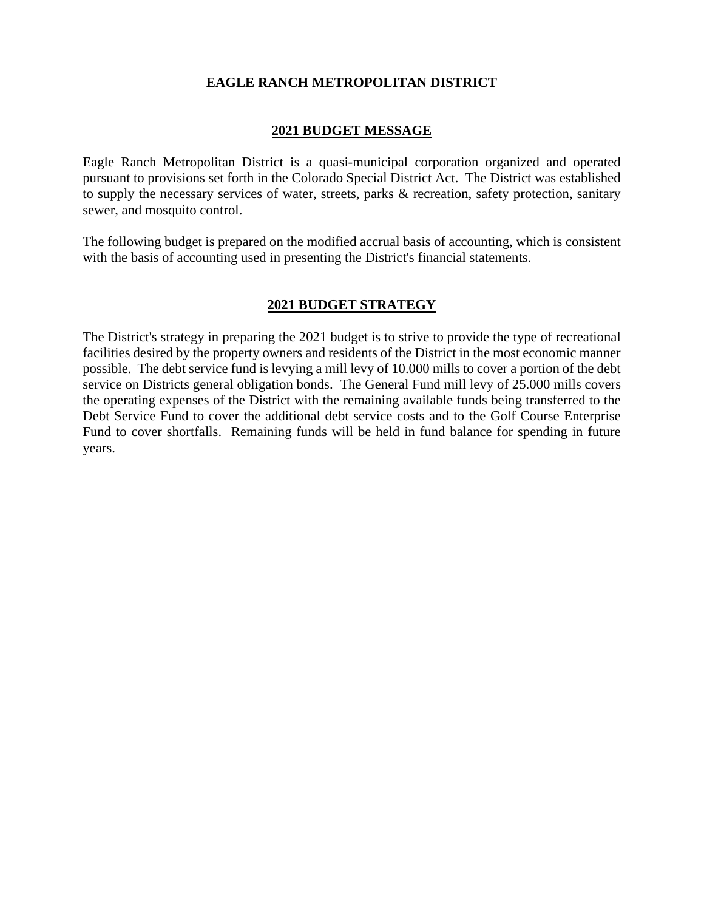# EAGLE RANCH METROPOLITAN DISTRICT

## 2021 BUDGET MESSAGE

Eagle Ranch Metropolitan District is a quasi-municipal corporation organized and operated pursuant to provisions set forth in the Colorado Special District Act. The District was established to supply the necessary services of water, streets, parks & recreation, safety protection, sanitary sewer, and mosquito control.

The following budget is prepared on the modified accrual basis of accounting, which is consistent with the basis of accounting used in presenting the District's financial statements.

## 2021 BUDGET STRATEGY

The District's strategy in preparing the 2021 budget is to strive to provide the type of recreational facilities desired by the property owners and residents of the District in the most economic manner possible. The debt service fund is levying a mill levy of 10.000 mills to cover a portion of the debt service on Districts general obligation bonds. The General Fund mill levy of 25.000 mills covers the operating expenses of the District with the remaining available funds being transferred to the Debt Service Fund to cover the additional debt service costs and to the Golf Course Enterprise Fund to cover shortfalls. Remaining funds will be held in fund balance for spending in future years.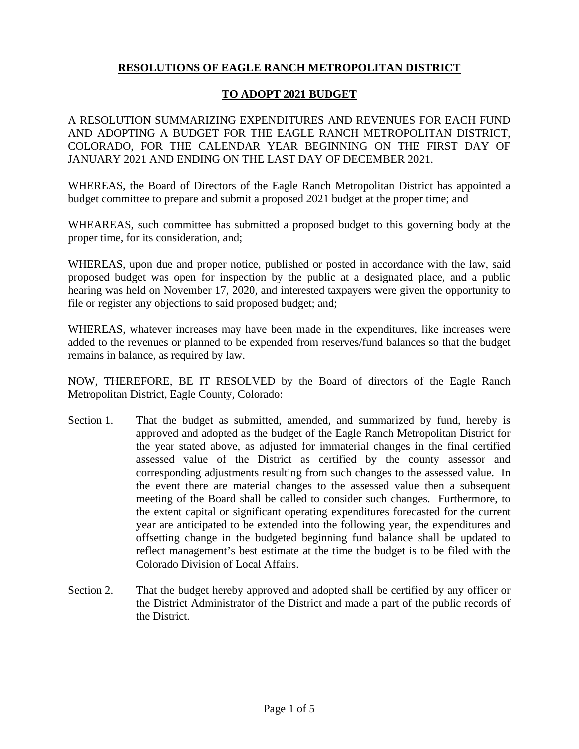# RESOLUTIONS OF EAGLE RANCH METROPOLITAN DISTRICT

## TO ADOPT 2021 BUDGET

A RESOLUTION SUMMARIZING EXPENDITURES AND REVENUES FOR EACH FUND AND ADOPTING A BUDGET FOR THE EAGLE RANCH METROPOLITAN DISTRICT, COLORADO, FOR THE CALENDAR YEAR BEGINNING ON THE FIRST DAY OF JANUARY 2021 AND ENDING ON THE LAST DAY OF DECEMBER 2021.

WHEREAS, the Board of Directors of the Eagle Ranch Metropolitan District has appointed a budget committee to prepare and submit a proposed 2021 budget at the proper time; and

WHEAREAS, such committee has submitted a proposed budget to this governing body at the proper time, for its consideration, and;

WHEREAS, upon due and proper notice, published or posted in accordance with the law, said proposed budget was open for inspection by the public at a designated place, and a public hearing was held on November 17, 2020, and interested taxpayers were given the opportunity to file or register any objections to said proposed budget; and;

WHEREAS, whatever increases may have been made in the expenditures, like increases were added to the revenues or planned to be expended from reserves/fund balances so that the budget remains in balance, as required by law.

NOW, THEREFORE, BE IT RESOLVED by the Board of directors of the Eagle Ranch Metropolitan District, Eagle County, Colorado:

Section 1. That the budget as submitted, amended, and summarized by fund, hereby is approved and adopted as the budget of the Eagle Ranch Metropolitan District for the year stated above, as adjusted for immaterial changes in the final certified assessed value of the District as certified by the county assessor and corresponding adjustments resulting from such changes to the assessed value. In the event there are material changes to the assessed value then a subsequent meeting of the Board shall be called to consider such changes. Furthermore, to the extent capital or significant operating expenditures forecasted for the current year are anticipated to be extended into the following year, the expenditures and offsetting change in the budgeted beginning fund balance shall be updated to reflect management's best estimate at the time the budget is to be filed with the Colorado Division of Local Affairs.

Section 2. That the budget hereby approved and adopted shall be certified by any officer or the District Administrator of the District and made a part of the public records of the District.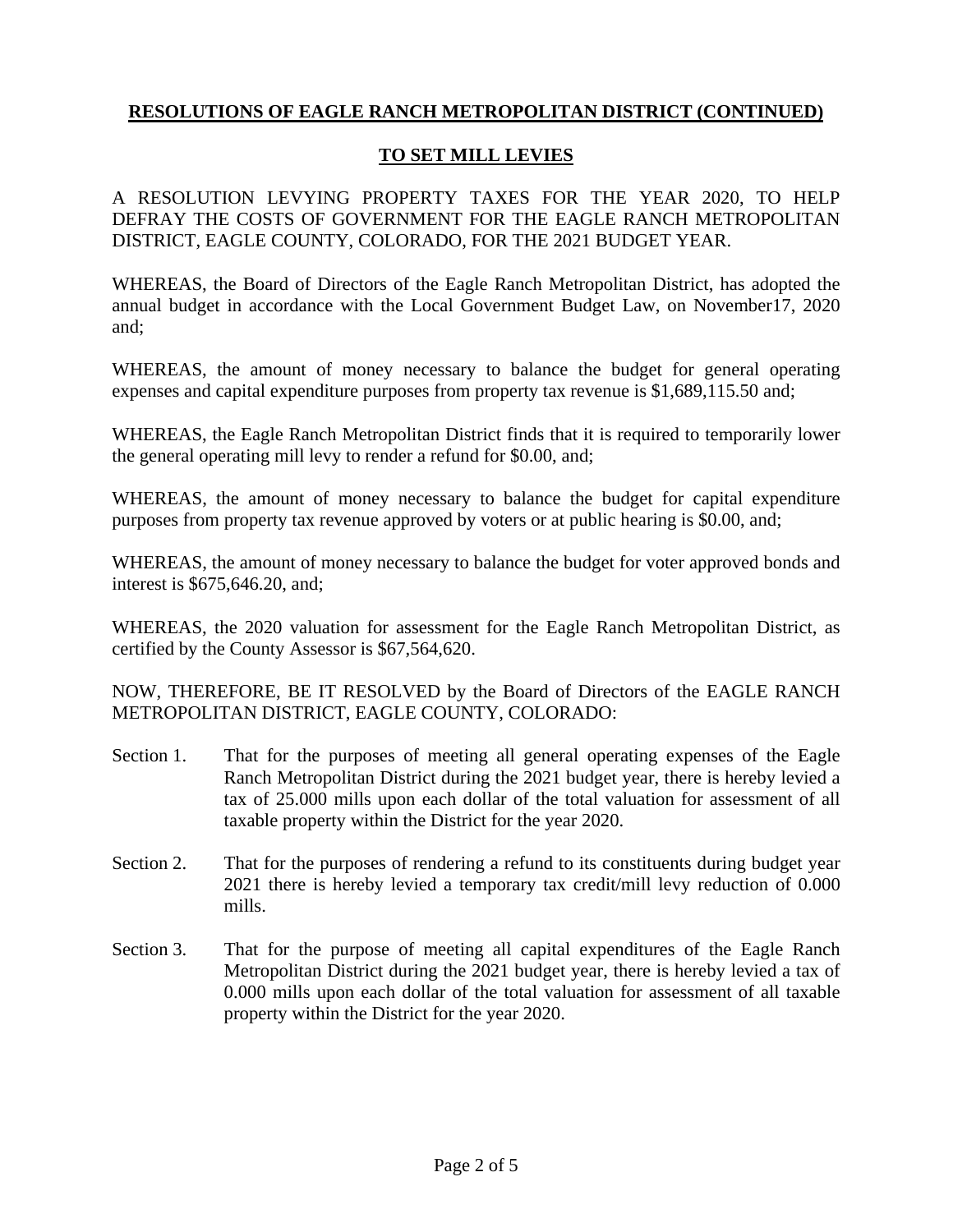## **RESOLUTIONS OF EAGLE RANCH METROPOLITAN DISTRICT (CONTINUED)**

### **TO SET MILL LEVIES**

A RESOLUTION LEVYING PROPERTY TAXES FOR THE YEAR 2020, TO HELP DEFRAY THE COSTS OF GOVERNMENT FOR THE EAGLE RANCH METROPOLITAN DISTRICT, EAGLE COUNTY, COLORADO, FOR THE 2021 BUDGET YEAR.

WHEREAS, the Board of Directors of the Eagle Ranch Metropolitan District, has adopted the annual budget in accordance with the Local Government Budget Law, on November17, 2020 and;

WHEREAS, the amount of money necessary to balance the budget for general operating expenses and capital expenditure purposes from property tax revenue is $1,689,115.50 and;

WHEREAS, the Eagle Ranch Metropolitan District finds that it is required to temporarily lower the general operating mill levy to render a refund for $0.00, and;

WHEREAS, the amount of money necessary to balance the budget for capital expenditure purposes from property tax revenue approved by voters or at public hearing is $0.00, and;

WHEREAS, the amount of money necessary to balance the budget for voter approved bonds and interest is $675,646.20, and;

WHEREAS, the 2020 valuation for assessment for the Eagle Ranch Metropolitan District, as certified by the County Assessor is $67,564,620.

NOW, THEREFORE, BE IT RESOLVED by the Board of Directors of the EAGLE RANCH METROPOLITAN DISTRICT, EAGLE COUNTY, COLORADO:

Section 1. That for the purposes of meeting all general operating expenses of the Eagle Ranch Metropolitan District during the 2021 budget year, there is hereby levied a tax of 25.000 mills upon each dollar of the total valuation for assessment of all taxable property within the District for the year 2020.

Section 2. That for the purposes of rendering a refund to its constituents during budget year 2021 there is hereby levied a temporary tax credit/mill levy reduction of 0.000 mills.

Section 3. That for the purpose of meeting all capital expenditures of the Eagle Ranch Metropolitan District during the 2021 budget year, there is hereby levied a tax of 0.000 mills upon each dollar of the total valuation for assessment of all taxable property within the District for the year 2020.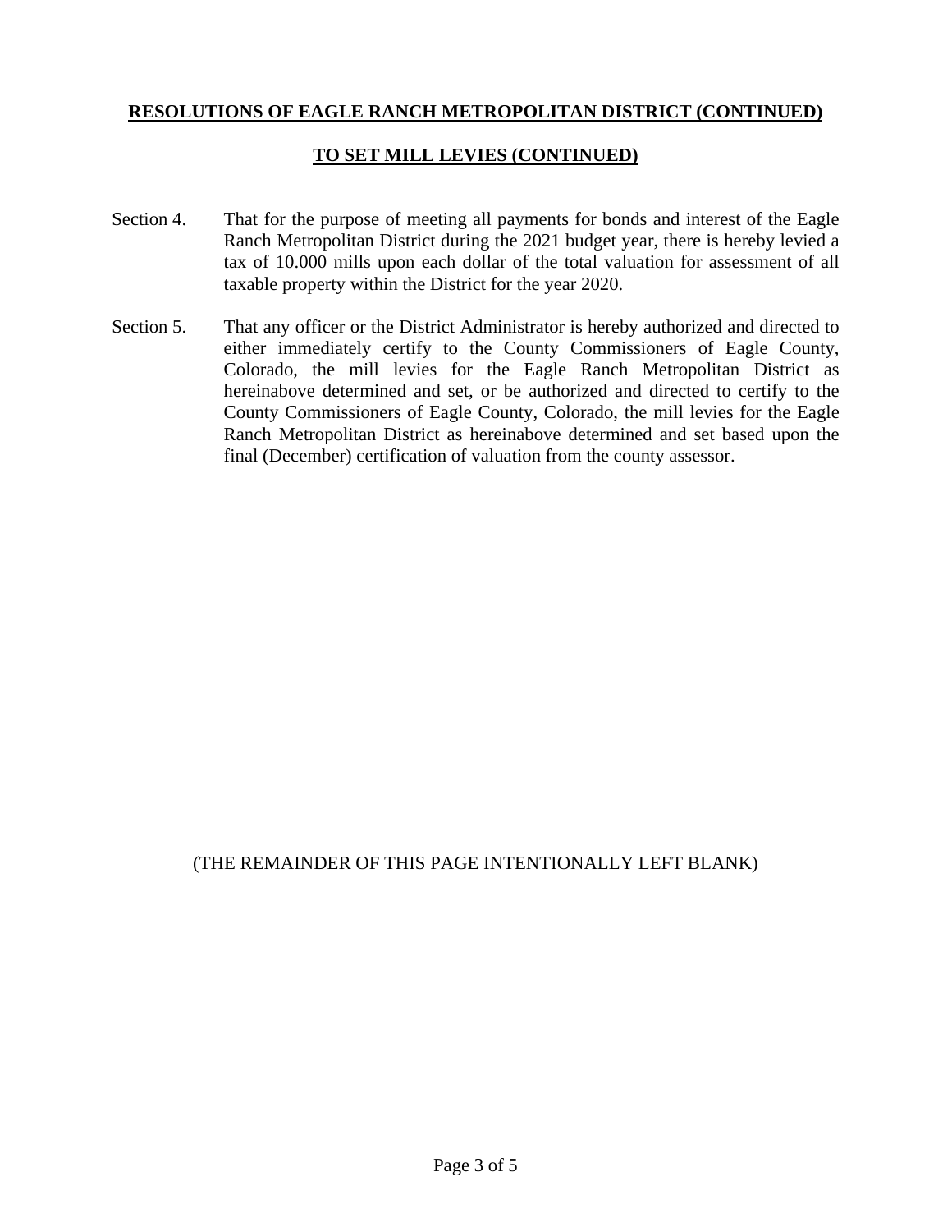**RESOLUTIONS OF EAGLE RANCH METROPOLITAN DISTRICT (CONTINUED)**

**TO SET MILL LEVIES (CONTINUED)**

Section 4. That for the purpose of meeting all payments for bonds and interest of the Eagle Ranch Metropolitan District during the 2021 budget year, there is hereby levied a tax of 10.000 mills upon each dollar of the total valuation for assessment of all taxable property within the District for the year 2020.

Section 5. That any officer or the District Administrator is hereby authorized and directed to either immediately certify to the County Commissioners of Eagle County, Colorado, the mill levies for the Eagle Ranch Metropolitan District as hereinabove determined and set, or be authorized and directed to certify to the County Commissioners of Eagle County, Colorado, the mill levies for the Eagle Ranch Metropolitan District as hereinabove determined and set based upon the final (December) certification of valuation from the county assessor.

(THE REMAINDER OF THIS PAGE INTENTIONALLY LEFT BLANK)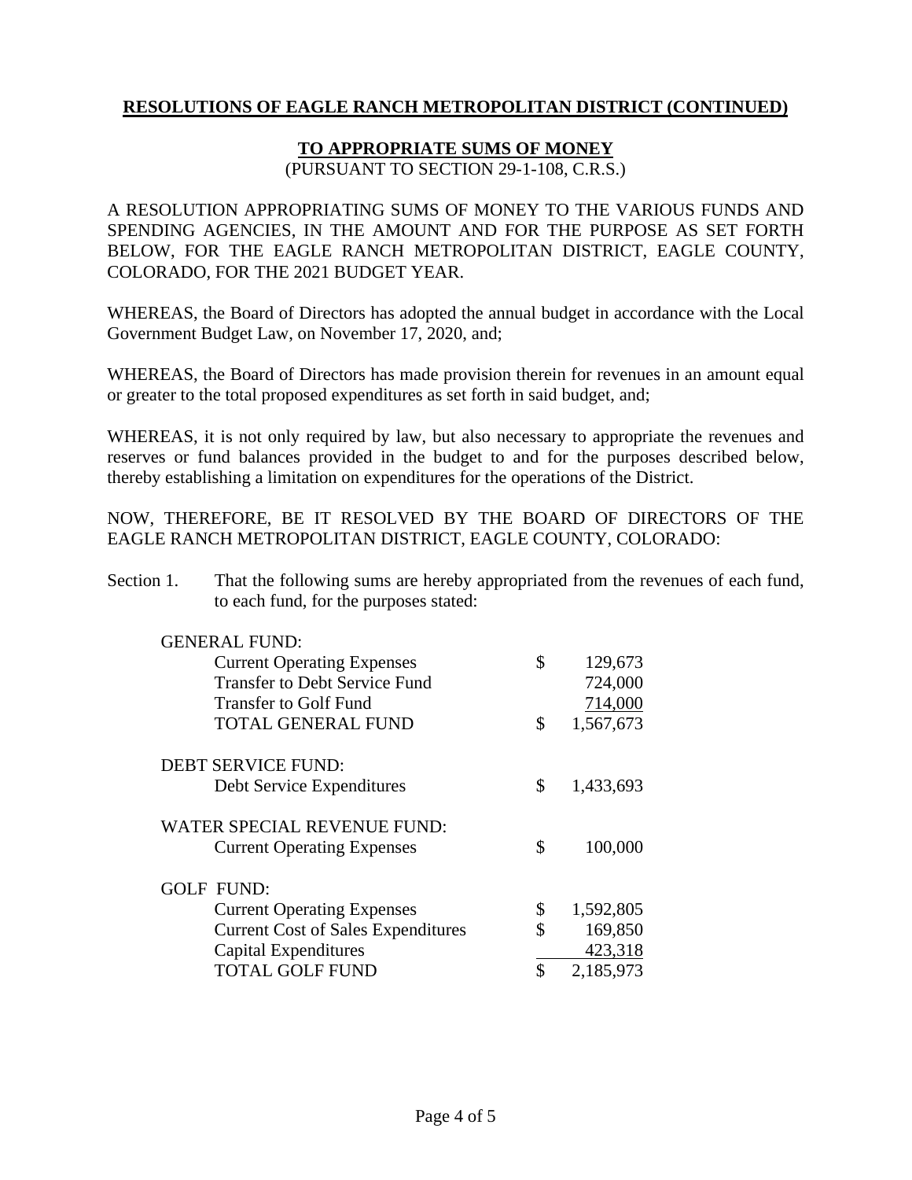## RESOLUTIONS OF EAGLE RANCH METROPOLITAN DISTRICT (CONTINUED)

### TO APPROPRIATE SUMS OF MONEY

(PURSUANT TO SECTION 29-1-108, C.R.S.)

A RESOLUTION APPROPRIATING SUMS OF MONEY TO THE VARIOUS FUNDS AND SPENDING AGENCIES, IN THE AMOUNT AND FOR THE PURPOSE AS SET FORTH BELOW, FOR THE EAGLE RANCH METROPOLITAN DISTRICT, EAGLE COUNTY, COLORADO, FOR THE 2021 BUDGET YEAR.

WHEREAS, the Board of Directors has adopted the annual budget in accordance with the Local Government Budget Law, on November 17, 2020, and;

WHEREAS, the Board of Directors has made provision therein for revenues in an amount equal or greater to the total proposed expenditures as set forth in said budget, and;

WHEREAS, it is not only required by law, but also necessary to appropriate the revenues and reserves or fund balances provided in the budget to and for the purposes described below, thereby establishing a limitation on expenditures for the operations of the District.

NOW, THEREFORE, BE IT RESOLVED BY THE BOARD OF DIRECTORS OF THE EAGLE RANCH METROPOLITAN DISTRICT, EAGLE COUNTY, COLORADO:

Section 1. That the following sums are hereby appropriated from the revenues of each fund, to each fund, for the purposes stated:

| | | |
|---|---|---|
| **GENERAL FUND:** | | |
| Current Operating Expenses | $ | 129,673 |
| Transfer to Debt Service Fund | | 724,000 |
| Transfer to Golf Fund | | 714,000 |
| TOTAL GENERAL FUND | $ | 1,567,673 |
| | | |
| **DEBT SERVICE FUND:** | | |
| Debt Service Expenditures | $ | 1,433,693 |
| | | |
| **WATER SPECIAL REVENUE FUND:** | | |
| Current Operating Expenses | $ | 100,000 |
| | | |
| **GOLF FUND:** | | |
| Current Operating Expenses | $ | 1,592,805 |
| Current Cost of Sales Expenditures | $ | 169,850 |
| Capital Expenditures | | 423,318 |
| TOTAL GOLF FUND | $ | 2,185,973 |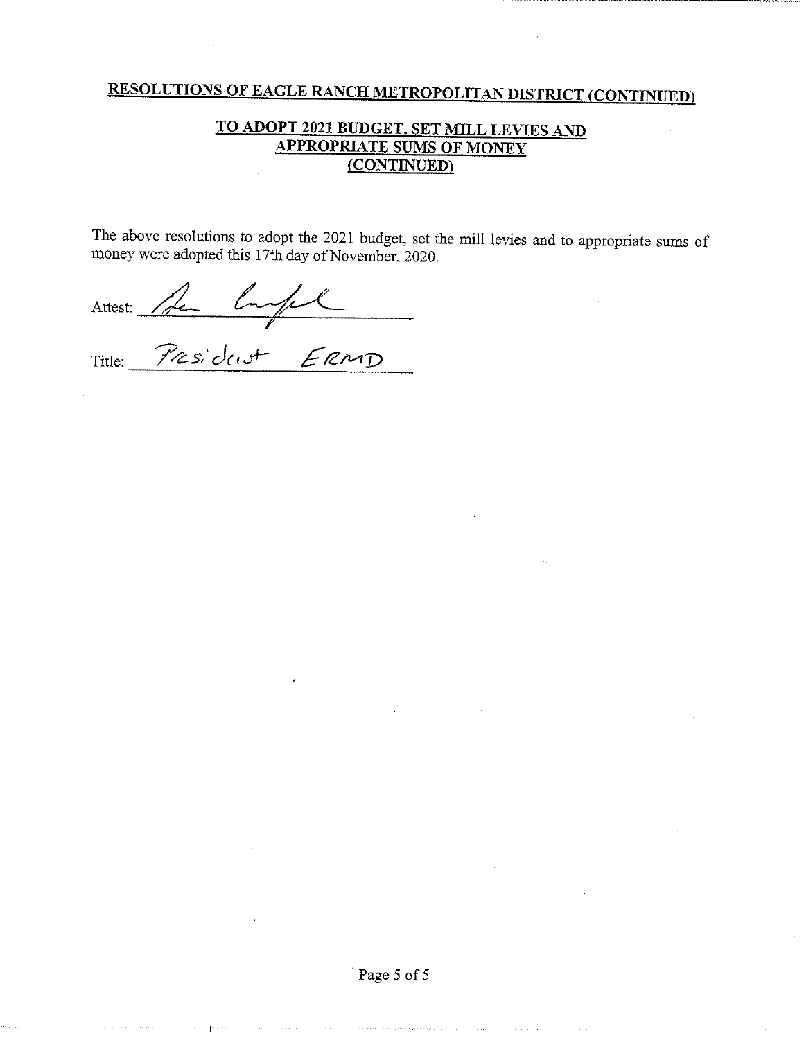## RESOLUTIONS OF EAGLE RANCH METROPOLITAN DISTRICT (CONTINUED)

### TO ADOPT 2021 BUDGET, SET MILL LEVIES AND APPROPRIATE SUMS OF MONEY (CONTINUED)

The above resolutions to adopt the 2021 budget, set the mill levies and to appropriate sums of money were adopted this 17th day of November, 2020.

Attest: _[signature]_

Title: President ERMD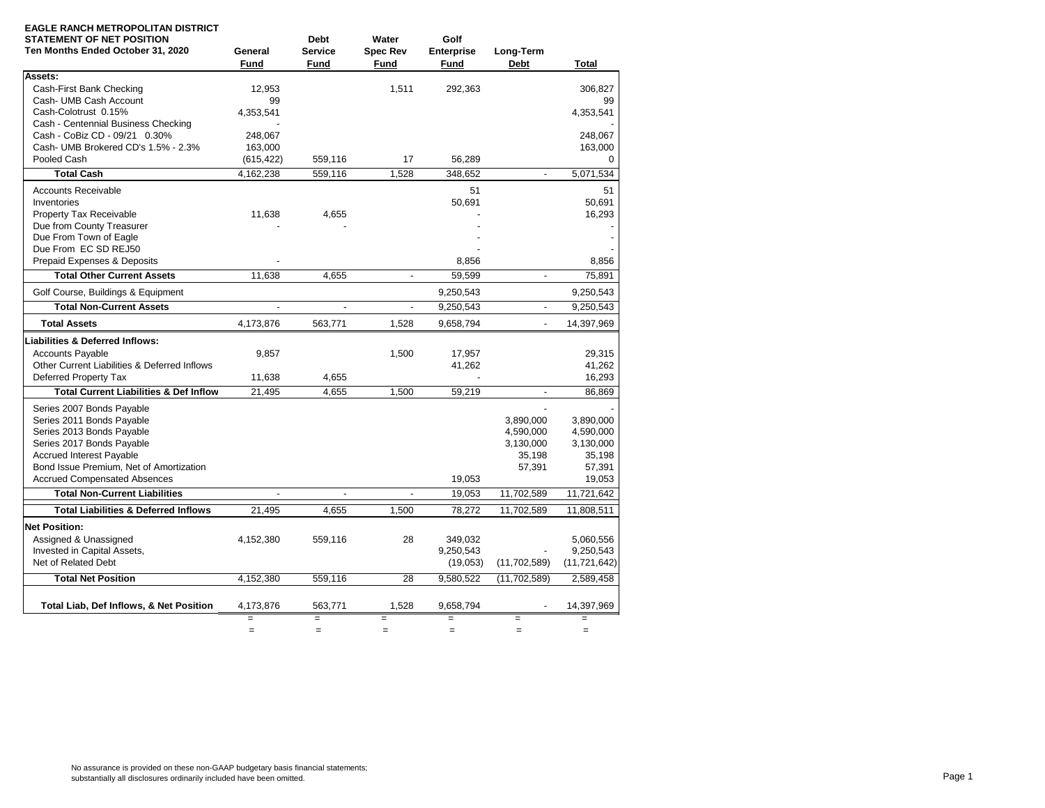**EAGLE RANCH METROPOLITAN DISTRICT**
**STATEMENT OF NET POSITION**
**Ten Months Ended October 31, 2020**

| | General Fund | Debt Service Fund | Water Spec Rev Fund | Golf Enterprise Fund | Long-Term Debt | Total |
|---|---|---|---|---|---|---|
| **Assets:** | | | | | | |
| Cash-First Bank Checking | 12,953 | | 1,511 | 292,363 | | 306,827 |
| Cash- UMB Cash Account | 99 | | | | | 99 |
| Cash-Colotrust 0.15% | 4,353,541 | | | | | 4,353,541 |
| Cash - Centennial Business Checking | - | | | | | - |
| Cash - CoBiz CD - 09/21 0.30% | 248,067 | | | | | 248,067 |
| Cash- UMB Brokered CD's 1.5% - 2.3% | 163,000 | | | | | 163,000 |
| Pooled Cash | (615,422) | 559,116 | 17 | 56,289 | | 0 |
| **Total Cash** | 4,162,238 | 559,116 | 1,528 | 348,652 | - | 5,071,534 |
| Accounts Receivable | | | | 51 | | 51 |
| Inventories | | | | 50,691 | | 50,691 |
| Property Tax Receivable | 11,638 | 4,655 | | | | 16,293 |
| Due from County Treasurer | - | - | | - | | - |
| Due From Town of Eagle | | | | - | | - |
| Due From EC SD REJ50 | | | | - | | - |
| Prepaid Expenses & Deposits | - | | | 8,856 | | 8,856 |
| **Total Other Current Assets** | 11,638 | 4,655 | - | 59,599 | - | 75,891 |
| Golf Course, Buildings & Equipment | | | | 9,250,543 | | 9,250,543 |
| **Total Non-Current Assets** | - | - | - | 9,250,543 | - | 9,250,543 |
| **Total Assets** | 4,173,876 | 563,771 | 1,528 | 9,658,794 | - | 14,397,969 |
| **Liabilities & Deferred Inflows:** | | | | | | |
| Accounts Payable | 9,857 | | 1,500 | 17,957 | | 29,315 |
| Other Current Liabilities & Deferred Inflows | | | | 41,262 | | 41,262 |
| Deferred Property Tax | 11,638 | 4,655 | | - | | 16,293 |
| **Total Current Liabilities & Def Inflow** | 21,495 | 4,655 | 1,500 | 59,219 | - | 86,869 |
| Series 2007 Bonds Payable | | | | | - | - |
| Series 2011 Bonds Payable | | | | | 3,890,000 | 3,890,000 |
| Series 2013 Bonds Payable | | | | | 4,590,000 | 4,590,000 |
| Series 2017 Bonds Payable | | | | | 3,130,000 | 3,130,000 |
| Accrued Interest Payable | | | | | 35,198 | 35,198 |
| Bond Issue Premium, Net of Amortization | | | | | 57,391 | 57,391 |
| Accrued Compensated Absences | | | | 19,053 | | 19,053 |
| **Total Non-Current Liabilities** | - | - | - | 19,053 | 11,702,589 | 11,721,642 |
| **Total Liabilities & Deferred Inflows** | 21,495 | 4,655 | 1,500 | 78,272 | 11,702,589 | 11,808,511 |
| **Net Position:** | | | | | | |
| Assigned & Unassigned | 4,152,380 | 559,116 | 28 | 349,032 | | 5,060,556 |
| Invested in Capital Assets, | | | | 9,250,543 | - | 9,250,543 |
| Net of Related Debt | | | | (19,053) | (11,702,589) | (11,721,642) |
| **Total Net Position** | 4,152,380 | 559,116 | 28 | 9,580,522 | (11,702,589) | 2,589,458 |
| **Total Liab, Def Inflows, & Net Position** | 4,173,876 | 563,771 | 1,528 | 9,658,794 | - | 14,397,969 |
| | = | = | = | = | = | = |
| | = | = | = | = | = | = |

No assurance is provided on these non-GAAP budgetary basis financial statements; substantially all disclosures ordinarily included have been omitted.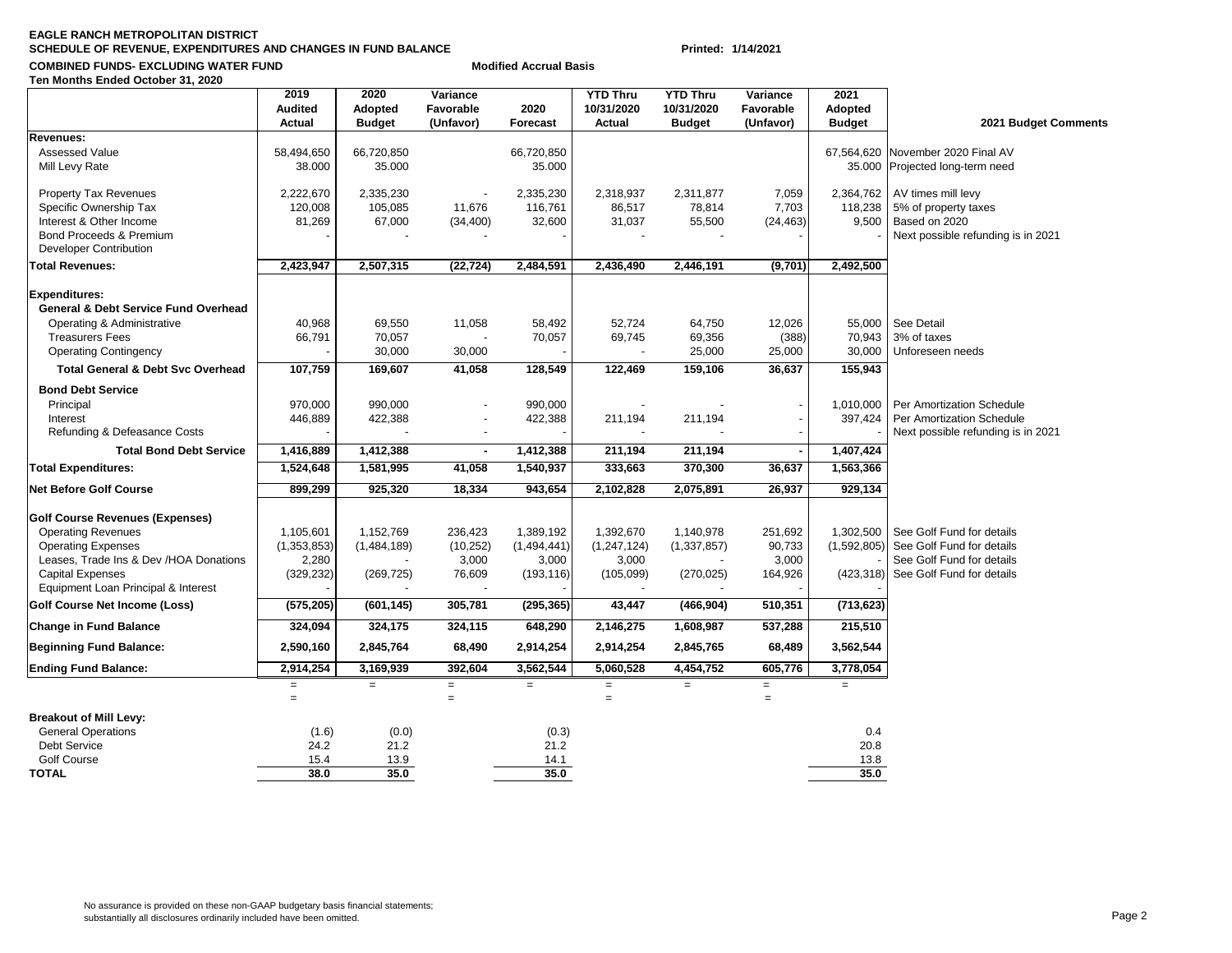**EAGLE RANCH METROPOLITAN DISTRICT**
**SCHEDULE OF REVENUE, EXPENDITURES AND CHANGES IN FUND BALANCE** Printed: 1/14/2021
**COMBINED FUNDS- EXCLUDING WATER FUND** Modified Accrual Basis
**Ten Months Ended October 31, 2020**

| | 2019 Audited Actual | 2020 Adopted Budget | Variance Favorable (Unfavor) | 2020 Forecast | YTD Thru 10/31/2020 Actual | YTD Thru 10/31/2020 Budget | Variance Favorable (Unfavor) | 2021 Adopted Budget | 2021 Budget Comments |
|---|---|---|---|---|---|---|---|---|---|
| **Revenues:** | | | | | | | | | |
| Assessed Value | 58,494,650 | 66,720,850 | | 66,720,850 | | | | 67,564,620 | November 2020 Final AV |
| Mill Levy Rate | 38.000 | 35.000 | | 35.000 | | | | 35.000 | Projected long-term need |
| Property Tax Revenues | 2,222,670 | 2,335,230 | - | 2,335,230 | 2,318,937 | 2,311,877 | 7,059 | 2,364,762 | AV times mill levy |
| Specific Ownership Tax | 120,008 | 105,085 | 11,676 | 116,761 | 86,517 | 78,814 | 7,703 | 118,238 | 5% of property taxes |
| Interest & Other Income | 81,269 | 67,000 | (34,400) | 32,600 | 31,037 | 55,500 | (24,463) | 9,500 | Based on 2020 |
| Bond Proceeds & Premium | - | - | - | - | - | - | - | - | Next possible refunding is in 2021 |
| Developer Contribution | | | | | | | | | |
| **Total Revenues:** | **2,423,947** | **2,507,315** | **(22,724)** | **2,484,591** | **2,436,490** | **2,446,191** | **(9,701)** | **2,492,500** | |
| **Expenditures:** | | | | | | | | | |
| **General & Debt Service Fund Overhead** | | | | | | | | | |
| Operating & Administrative | 40,968 | 69,550 | 11,058 | 58,492 | 52,724 | 64,750 | 12,026 | 55,000 | See Detail |
| Treasurers Fees | 66,791 | 70,057 | - | 70,057 | 69,745 | 69,356 | (388) | 70,943 | 3% of taxes |
| Operating Contingency | - | 30,000 | 30,000 | - | - | 25,000 | 25,000 | 30,000 | Unforeseen needs |
| **Total General & Debt Svc Overhead** | **107,759** | **169,607** | **41,058** | **128,549** | **122,469** | **159,106** | **36,637** | **155,943** | |
| **Bond Debt Service** | | | | | | | | | |
| Principal | 970,000 | 990,000 | - | 990,000 | - | - | - | 1,010,000 | Per Amortization Schedule |
| Interest | 446,889 | 422,388 | - | 422,388 | 211,194 | 211,194 | - | 397,424 | Per Amortization Schedule |
| Refunding & Defeasance Costs | - | - | - | - | - | - | - | - | Next possible refunding is in 2021 |
| **Total Bond Debt Service** | **1,416,889** | **1,412,388** | **-** | **1,412,388** | **211,194** | **211,194** | **-** | **1,407,424** | |
| **Total Expenditures:** | **1,524,648** | **1,581,995** | **41,058** | **1,540,937** | **333,663** | **370,300** | **36,637** | **1,563,366** | |
| **Net Before Golf Course** | **899,299** | **925,320** | **18,334** | **943,654** | **2,102,828** | **2,075,891** | **26,937** | **929,134** | |
| **Golf Course Revenues (Expenses)** | | | | | | | | | |
| Operating Revenues | 1,105,601 | 1,152,769 | 236,423 | 1,389,192 | 1,392,670 | 1,140,978 | 251,692 | 1,302,500 | See Golf Fund for details |
| Operating Expenses | (1,353,853) | (1,484,189) | (10,252) | (1,494,441) | (1,247,124) | (1,337,857) | 90,733 | (1,592,805) | See Golf Fund for details |
| Leases, Trade Ins & Dev /HOA Donations | 2,280 | - | 3,000 | 3,000 | 3,000 | - | 3,000 | - | See Golf Fund for details |
| Capital Expenses | (329,232) | (269,725) | 76,609 | (193,116) | (105,099) | (270,025) | 164,926 | (423,318) | See Golf Fund for details |
| Equipment Loan Principal & Interest | - | - | - | - | - | - | - | - | |
| **Golf Course Net Income (Loss)** | **(575,205)** | **(601,145)** | **305,781** | **(295,365)** | **43,447** | **(466,904)** | **510,351** | **(713,623)** | |
| **Change in Fund Balance** | **324,094** | **324,175** | **324,115** | **648,290** | **2,146,275** | **1,608,987** | **537,288** | **215,510** | |
| **Beginning Fund Balance:** | **2,590,160** | **2,845,764** | **68,490** | **2,914,254** | **2,914,254** | **2,845,765** | **68,489** | **3,562,544** | |
| **Ending Fund Balance:** | **2,914,254** | **3,169,939** | **392,604** | **3,562,544** | **5,060,528** | **4,454,752** | **605,776** | **3,778,054** | |
| | = | = | = | = | = | = | = | = | |
| | = | | = | | = | | = | | |
| **Breakout of Mill Levy:** | | | | | | | | | |
| General Operations | (1.6) | (0.0) | | (0.3) | | | | 0.4 | |
| Debt Service | 24.2 | 21.2 | | 21.2 | | | | 20.8 | |
| Golf Course | 15.4 | 13.9 | | 14.1 | | | | 13.8 | |
| **TOTAL** | **38.0** | **35.0** | | **35.0** | | | | **35.0** | |

No assurance is provided on these non-GAAP budgetary basis financial statements; substantially all disclosures ordinarily included have been omitted.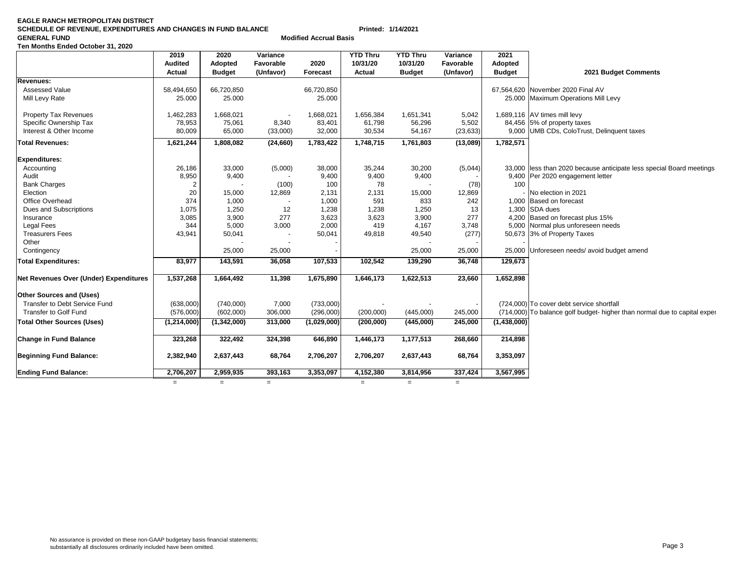**EAGLE RANCH METROPOLITAN DISTRICT**
**SCHEDULE OF REVENUE, EXPENDITURES AND CHANGES IN FUND BALANCE** Printed: 1/14/2021
**GENERAL FUND** **Modified Accrual Basis**
**Ten Months Ended October 31, 2020**

| | 2019 Audited Actual | 2020 Adopted Budget | Variance Favorable (Unfavor) | 2020 Forecast | YTD Thru 10/31/20 Actual | YTD Thru 10/31/20 Budget | Variance Favorable (Unfavor) | 2021 Adopted Budget | 2021 Budget Comments |
|---|---|---|---|---|---|---|---|---|---|
| **Revenues:** | | | | | | | | | |
| Assessed Value | 58,494,650 | 66,720,850 | | 66,720,850 | | | | 67,564,620 | November 2020 Final AV |
| Mill Levy Rate | 25.000 | 25.000 | | 25.000 | | | | 25.000 | Maximum Operations Mill Levy |
| Property Tax Revenues | 1,462,283 | 1,668,021 | - | 1,668,021 | 1,656,384 | 1,651,341 | 5,042 | 1,689,116 | AV times mill levy |
| Specific Ownership Tax | 78,953 | 75,061 | 8,340 | 83,401 | 61,798 | 56,296 | 5,502 | 84,456 | 5% of property taxes |
| Interest & Other Income | 80,009 | 65,000 | (33,000) | 32,000 | 30,534 | 54,167 | (23,633) | 9,000 | UMB CDs, ColoTrust, Delinquent taxes |
| **Total Revenues:** | **1,621,244** | **1,808,082** | **(24,660)** | **1,783,422** | **1,748,715** | **1,761,803** | **(13,089)** | **1,782,571** | |
| **Expenditures:** | | | | | | | | | |
| Accounting | 26,186 | 33,000 | (5,000) | 38,000 | 35,244 | 30,200 | (5,044) | 33,000 | less than 2020 because anticipate less special Board meetings |
| Audit | 8,950 | 9,400 | - | 9,400 | 9,400 | 9,400 | - | 9,400 | Per 2020 engagement letter |
| Bank Charges | 2 | - | (100) | 100 | 78 | - | (78) | 100 | |
| Election | 20 | 15,000 | 12,869 | 2,131 | 2,131 | 15,000 | 12,869 | - | No election in 2021 |
| Office Overhead | 374 | 1,000 | - | 1,000 | 591 | 833 | 242 | 1,000 | Based on forecast |
| Dues and Subscriptions | 1,075 | 1,250 | 12 | 1,238 | 1,238 | 1,250 | 13 | 1,300 | SDA dues |
| Insurance | 3,085 | 3,900 | 277 | 3,623 | 3,623 | 3,900 | 277 | 4,200 | Based on forecast plus 15% |
| Legal Fees | 344 | 5,000 | 3,000 | 2,000 | 419 | 4,167 | 3,748 | 5,000 | Normal plus unforeseen needs |
| Treasurers Fees | 43,941 | 50,041 | - | 50,041 | 49,818 | 49,540 | (277) | 50,673 | 3% of Property Taxes |
| Other | | - | - | - | | - | - | - | |
| Contingency | | 25,000 | 25,000 | - | | 25,000 | 25,000 | 25,000 | Unforeseen needs/ avoid budget amend |
| **Total Expenditures:** | **83,977** | **143,591** | **36,058** | **107,533** | **102,542** | **139,290** | **36,748** | **129,673** | |
| **Net Revenues Over (Under) Expenditures** | **1,537,268** | **1,664,492** | **11,398** | **1,675,890** | **1,646,173** | **1,622,513** | **23,660** | **1,652,898** | |
| **Other Sources and (Uses)** | | | | | | | | | |
| Transfer to Debt Service Fund | (638,000) | (740,000) | 7,000 | (733,000) | - | - | - | (724,000) | To cover debt service shortfall |
| Transfer to Golf Fund | (576,000) | (602,000) | 306,000 | (296,000) | (200,000) | (445,000) | 245,000 | (714,000) | To balance golf budget- higher than normal due to capital exper |
| **Total Other Sources (Uses)** | **(1,214,000)** | **(1,342,000)** | **313,000** | **(1,029,000)** | **(200,000)** | **(445,000)** | **245,000** | **(1,438,000)** | |
| **Change in Fund Balance** | **323,268** | **322,492** | **324,398** | **646,890** | **1,446,173** | **1,177,513** | **268,660** | **214,898** | |
| **Beginning Fund Balance:** | **2,382,940** | **2,637,443** | **68,764** | **2,706,207** | **2,706,207** | **2,637,443** | **68,764** | **3,353,097** | |
| **Ending Fund Balance:** | **2,706,207** | **2,959,935** | **393,163** | **3,353,097** | **4,152,380** | **3,814,956** | **337,424** | **3,567,995** | |
| | = | = | = | | = | = | = | | |

No assurance is provided on these non-GAAP budgetary basis financial statements; substantially all disclosures ordinarily included have been omitted.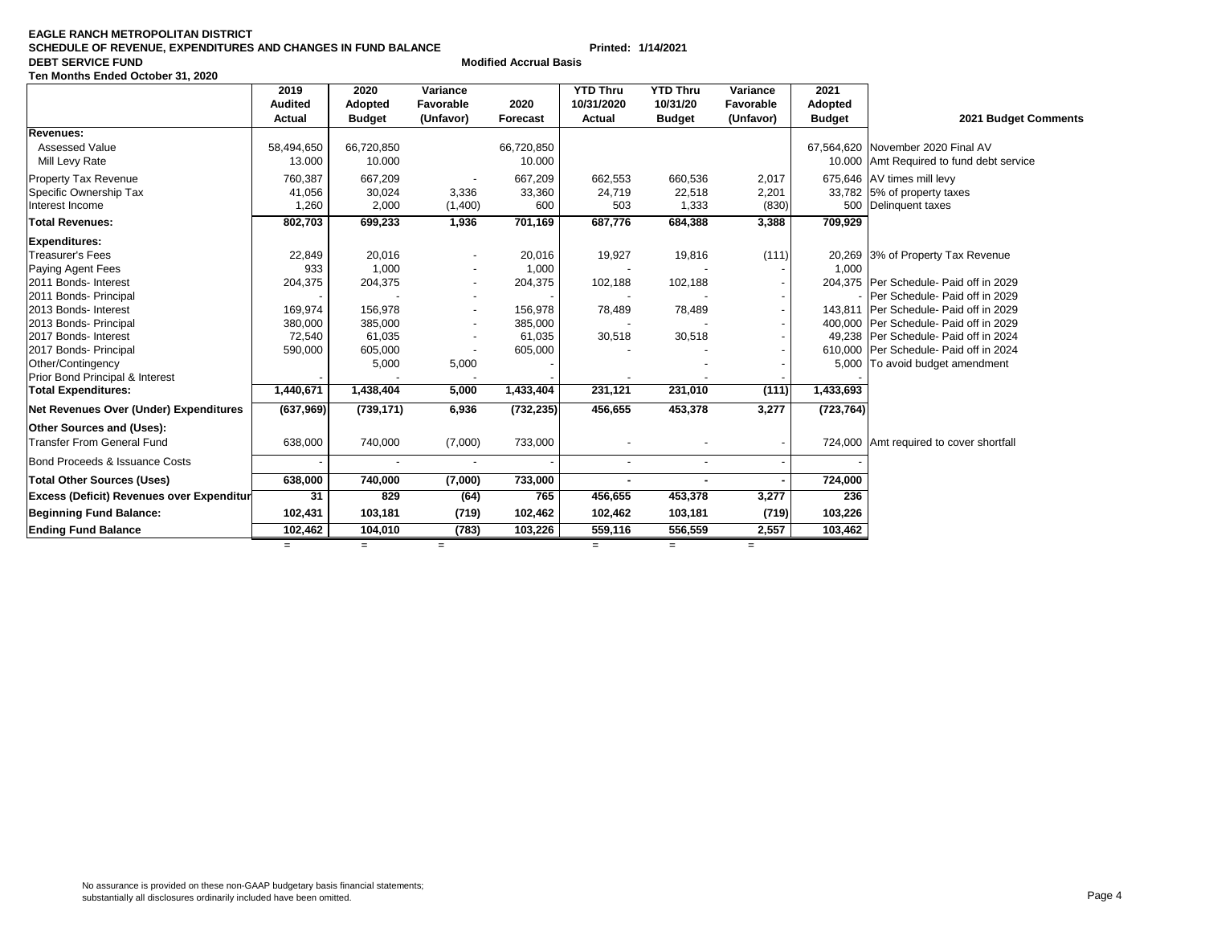**EAGLE RANCH METROPOLITAN DISTRICT**
**SCHEDULE OF REVENUE, EXPENDITURES AND CHANGES IN FUND BALANCE** Printed: 1/14/2021
**DEBT SERVICE FUND** Modified Accrual Basis
**Ten Months Ended October 31, 2020**

| | 2019 Audited Actual | 2020 Adopted Budget | Variance Favorable (Unfavor) | 2020 Forecast | YTD Thru 10/31/2020 Actual | YTD Thru 10/31/20 Budget | Variance Favorable (Unfavor) | 2021 Adopted Budget | 2021 Budget Comments |
|---|---|---|---|---|---|---|---|---|---|
| **Revenues:** | | | | | | | | | |
| Assessed Value | 58,494,650 | 66,720,850 | | 66,720,850 | | | | 67,564,620 | November 2020 Final AV |
| Mill Levy Rate | 13.000 | 10.000 | | 10.000 | | | | 10.000 | Amt Required to fund debt service |
| Property Tax Revenue | 760,387 | 667,209 | - | 667,209 | 662,553 | 660,536 | 2,017 | 675,646 | AV times mill levy |
| Specific Ownership Tax | 41,056 | 30,024 | 3,336 | 33,360 | 24,719 | 22,518 | 2,201 | 33,782 | 5% of property taxes |
| Interest Income | 1,260 | 2,000 | (1,400) | 600 | 503 | 1,333 | (830) | 500 | Delinquent taxes |
| **Total Revenues:** | **802,703** | **699,233** | **1,936** | **701,169** | **687,776** | **684,388** | **3,388** | **709,929** | |
| **Expenditures:** | | | | | | | | | |
| Treasurer's Fees | 22,849 | 20,016 | - | 20,016 | 19,927 | 19,816 | (111) | 20,269 | 3% of Property Tax Revenue |
| Paying Agent Fees | 933 | 1,000 | - | 1,000 | - | - | - | 1,000 | |
| 2011 Bonds- Interest | 204,375 | 204,375 | - | 204,375 | 102,188 | 102,188 | - | 204,375 | Per Schedule- Paid off in 2029 |
| 2011 Bonds- Principal | - | - | - | - | - | - | - | - | Per Schedule- Paid off in 2029 |
| 2013 Bonds- Interest | 169,974 | 156,978 | - | 156,978 | 78,489 | 78,489 | - | 143,811 | Per Schedule- Paid off in 2029 |
| 2013 Bonds- Principal | 380,000 | 385,000 | - | 385,000 | - | - | - | 400,000 | Per Schedule- Paid off in 2029 |
| 2017 Bonds- Interest | 72,540 | 61,035 | - | 61,035 | 30,518 | 30,518 | - | 49,238 | Per Schedule- Paid off in 2024 |
| 2017 Bonds- Principal | 590,000 | 605,000 | - | 605,000 | - | - | - | 610,000 | Per Schedule- Paid off in 2024 |
| Other/Contingency | | 5,000 | 5,000 | - | | - | - | 5,000 | To avoid budget amendment |
| Prior Bond Principal & Interest | - | - | - | - | - | - | - | - | |
| **Total Expenditures:** | **1,440,671** | **1,438,404** | **5,000** | **1,433,404** | **231,121** | **231,010** | **(111)** | **1,433,693** | |
| **Net Revenues Over (Under) Expenditures** | **(637,969)** | **(739,171)** | **6,936** | **(732,235)** | **456,655** | **453,378** | **3,277** | **(723,764)** | |
| **Other Sources and (Uses):** | | | | | | | | | |
| Transfer From General Fund | 638,000 | 740,000 | (7,000) | 733,000 | - | - | - | 724,000 | Amt required to cover shortfall |
| Bond Proceeds & Issuance Costs | - | - | - | - | - | - | - | - | |
| **Total Other Sources (Uses)** | **638,000** | **740,000** | **(7,000)** | **733,000** | **-** | **-** | **-** | **724,000** | |
| **Excess (Deficit) Revenues over Expenditur** | **31** | **829** | **(64)** | **765** | **456,655** | **453,378** | **3,277** | **236** | |
| **Beginning Fund Balance:** | **102,431** | **103,181** | **(719)** | **102,462** | **102,462** | **103,181** | **(719)** | **103,226** | |
| **Ending Fund Balance** | **102,462** | **104,010** | **(783)** | **103,226** | **559,116** | **556,559** | **2,557** | **103,462** | |
| | = | = | = | | = | = | = | | |

No assurance is provided on these non-GAAP budgetary basis financial statements; substantially all disclosures ordinarily included have been omitted.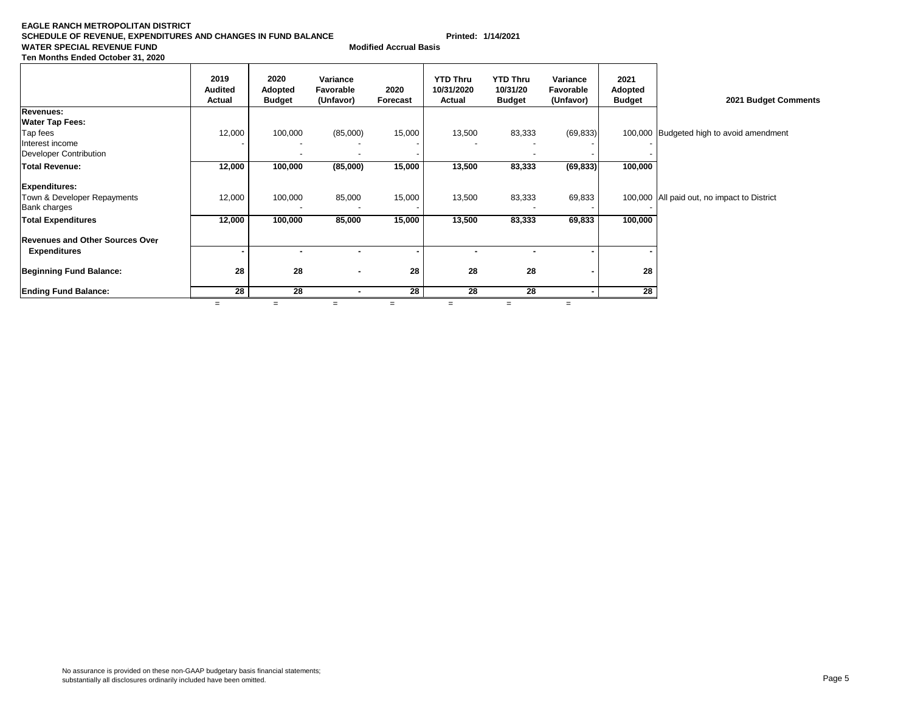**EAGLE RANCH METROPOLITAN DISTRICT**
**SCHEDULE OF REVENUE, EXPENDITURES AND CHANGES IN FUND BALANCE** **Printed: 1/14/2021**
**WATER SPECIAL REVENUE FUND** **Modified Accrual Basis**
**Ten Months Ended October 31, 2020**

| | 2019 Audited Actual | 2020 Adopted Budget | Variance Favorable (Unfavor) | 2020 Forecast | YTD Thru 10/31/2020 Actual | YTD Thru 10/31/20 Budget | Variance Favorable (Unfavor) | 2021 Adopted Budget | 2021 Budget Comments |
|---|---|---|---|---|---|---|---|---|---|
| **Revenues:** | | | | | | | | | |
| **Water Tap Fees:** | | | | | | | | | |
| Tap fees | 12,000 | 100,000 | (85,000) | 15,000 | 13,500 | 83,333 | (69,833) | 100,000 | Budgeted high to avoid amendment |
| Interest income | - | - | - | - | - | - | - | - | |
| Developer Contribution | | - | - | - | | - | - | - | |
| **Total Revenue:** | **12,000** | **100,000** | **(85,000)** | **15,000** | **13,500** | **83,333** | **(69,833)** | **100,000** | |
| **Expenditures:** | | | | | | | | | |
| Town & Developer Repayments | 12,000 | 100,000 | 85,000 | 15,000 | 13,500 | 83,333 | 69,833 | 100,000 | All paid out, no impact to District |
| Bank charges | | - | - | - | | - | - | - | |
| **Total Expenditures** | **12,000** | **100,000** | **85,000** | **15,000** | **13,500** | **83,333** | **69,833** | **100,000** | |
| **Revenues and Other Sources Over Expenditures** | **-** | **-** | **-** | **-** | **-** | **-** | **-** | **-** | |
| **Beginning Fund Balance:** | **28** | **28** | **-** | **28** | **28** | **28** | **-** | **28** | |
| **Ending Fund Balance:** | **28** | **28** | **-** | **28** | **28** | **28** | **-** | **28** | |

No assurance is provided on these non-GAAP budgetary basis financial statements;
substantially all disclosures ordinarily included have been omitted.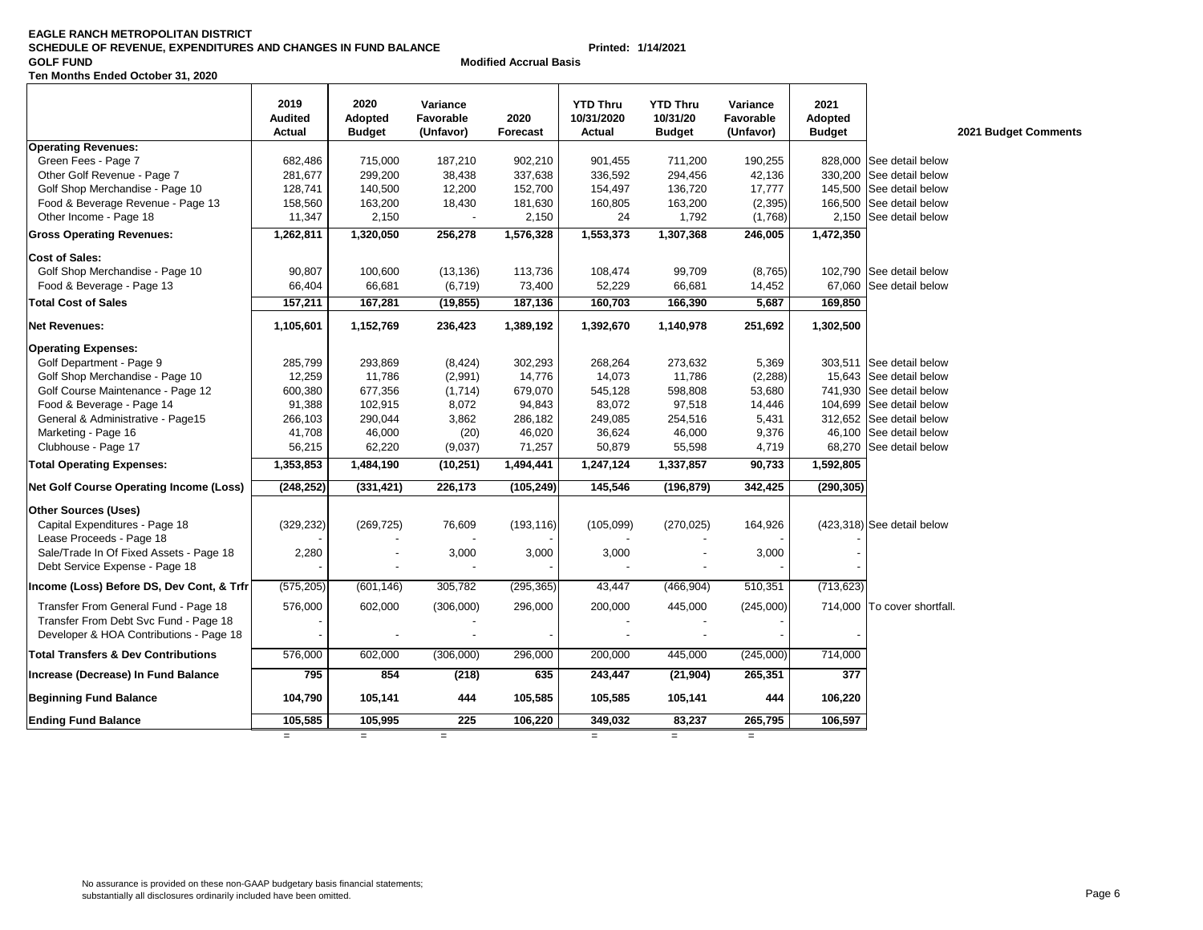**EAGLE RANCH METROPOLITAN DISTRICT**
**SCHEDULE OF REVENUE, EXPENDITURES AND CHANGES IN FUND BALANCE** **Printed: 1/14/2021**
**GOLF FUND** **Modified Accrual Basis**
**Ten Months Ended October 31, 2020**

| | 2019 Audited Actual | 2020 Adopted Budget | Variance Favorable (Unfavor) | 2020 Forecast | YTD Thru 10/31/2020 Actual | YTD Thru 10/31/20 Budget | Variance Favorable (Unfavor) | 2021 Adopted Budget | 2021 Budget Comments |
|---|---|---|---|---|---|---|---|---|---|
| **Operating Revenues:** | | | | | | | | | |
| Green Fees - Page 7 | 682,486 | 715,000 | 187,210 | 902,210 | 901,455 | 711,200 | 190,255 | 828,000 | See detail below |
| Other Golf Revenue - Page 7 | 281,677 | 299,200 | 38,438 | 337,638 | 336,592 | 294,456 | 42,136 | 330,200 | See detail below |
| Golf Shop Merchandise - Page 10 | 128,741 | 140,500 | 12,200 | 152,700 | 154,497 | 136,720 | 17,777 | 145,500 | See detail below |
| Food & Beverage Revenue - Page 13 | 158,560 | 163,200 | 18,430 | 181,630 | 160,805 | 163,200 | (2,395) | 166,500 | See detail below |
| Other Income - Page 18 | 11,347 | 2,150 | - | 2,150 | 24 | 1,792 | (1,768) | 2,150 | See detail below |
| **Gross Operating Revenues:** | **1,262,811** | **1,320,050** | **256,278** | **1,576,328** | **1,553,373** | **1,307,368** | **246,005** | **1,472,350** | |
| **Cost of Sales:** | | | | | | | | | |
| Golf Shop Merchandise - Page 10 | 90,807 | 100,600 | (13,136) | 113,736 | 108,474 | 99,709 | (8,765) | 102,790 | See detail below |
| Food & Beverage - Page 13 | 66,404 | 66,681 | (6,719) | 73,400 | 52,229 | 66,681 | 14,452 | 67,060 | See detail below |
| **Total Cost of Sales** | **157,211** | **167,281** | **(19,855)** | **187,136** | **160,703** | **166,390** | **5,687** | **169,850** | |
| **Net Revenues:** | **1,105,601** | **1,152,769** | **236,423** | **1,389,192** | **1,392,670** | **1,140,978** | **251,692** | **1,302,500** | |
| **Operating Expenses:** | | | | | | | | | |
| Golf Department - Page 9 | 285,799 | 293,869 | (8,424) | 302,293 | 268,264 | 273,632 | 5,369 | 303,511 | See detail below |
| Golf Shop Merchandise - Page 10 | 12,259 | 11,786 | (2,991) | 14,776 | 14,073 | 11,786 | (2,288) | 15,643 | See detail below |
| Golf Course Maintenance - Page 12 | 600,380 | 677,356 | (1,714) | 679,070 | 545,128 | 598,808 | 53,680 | 741,930 | See detail below |
| Food & Beverage - Page 14 | 91,388 | 102,915 | 8,072 | 94,843 | 83,072 | 97,518 | 14,446 | 104,699 | See detail below |
| General & Administrative - Page15 | 266,103 | 290,044 | 3,862 | 286,182 | 249,085 | 254,516 | 5,431 | 312,652 | See detail below |
| Marketing - Page 16 | 41,708 | 46,000 | (20) | 46,020 | 36,624 | 46,000 | 9,376 | 46,100 | See detail below |
| Clubhouse - Page 17 | 56,215 | 62,220 | (9,037) | 71,257 | 50,879 | 55,598 | 4,719 | 68,270 | See detail below |
| **Total Operating Expenses:** | **1,353,853** | **1,484,190** | **(10,251)** | **1,494,441** | **1,247,124** | **1,337,857** | **90,733** | **1,592,805** | |
| **Net Golf Course Operating Income (Loss)** | **(248,252)** | **(331,421)** | **226,173** | **(105,249)** | **145,546** | **(196,879)** | **342,425** | **(290,305)** | |
| **Other Sources (Uses)** | | | | | | | | | |
| Capital Expenditures - Page 18 | (329,232) | (269,725) | 76,609 | (193,116) | (105,099) | (270,025) | 164,926 | (423,318) | See detail below |
| Lease Proceeds - Page 18 | - | - | - | - | - | - | - | - | |
| Sale/Trade In Of Fixed Assets - Page 18 | 2,280 | - | 3,000 | 3,000 | 3,000 | - | 3,000 | - | |
| Debt Service Expense - Page 18 | - | - | - | - | - | - | - | - | |
| **Income (Loss) Before DS, Dev Cont, & Trfr** | (575,205) | (601,146) | 305,782 | (295,365) | 43,447 | (466,904) | 510,351 | (713,623) | |
| Transfer From General Fund - Page 18 | 576,000 | 602,000 | (306,000) | 296,000 | 200,000 | 445,000 | (245,000) | 714,000 | To cover shortfall. |
| Transfer From Debt Svc Fund - Page 18 | - | | - | | - | - | - | | |
| Developer & HOA Contributions - Page 18 | - | - | - | - | - | - | - | - | |
| **Total Transfers & Dev Contributions** | 576,000 | 602,000 | (306,000) | 296,000 | 200,000 | 445,000 | (245,000) | 714,000 | |
| **Increase (Decrease) In Fund Balance** | **795** | **854** | **(218)** | **635** | **243,447** | **(21,904)** | **265,351** | **377** | |
| **Beginning Fund Balance** | **104,790** | **105,141** | **444** | **105,585** | **105,585** | **105,141** | **444** | **106,220** | |
| **Ending Fund Balance** | **105,585** | **105,995** | **225** | **106,220** | **349,032** | **83,237** | **265,795** | **106,597** | |
| | = | = | = | | = | = | = | | |

No assurance is provided on these non-GAAP budgetary basis financial statements; substantially all disclosures ordinarily included have been omitted.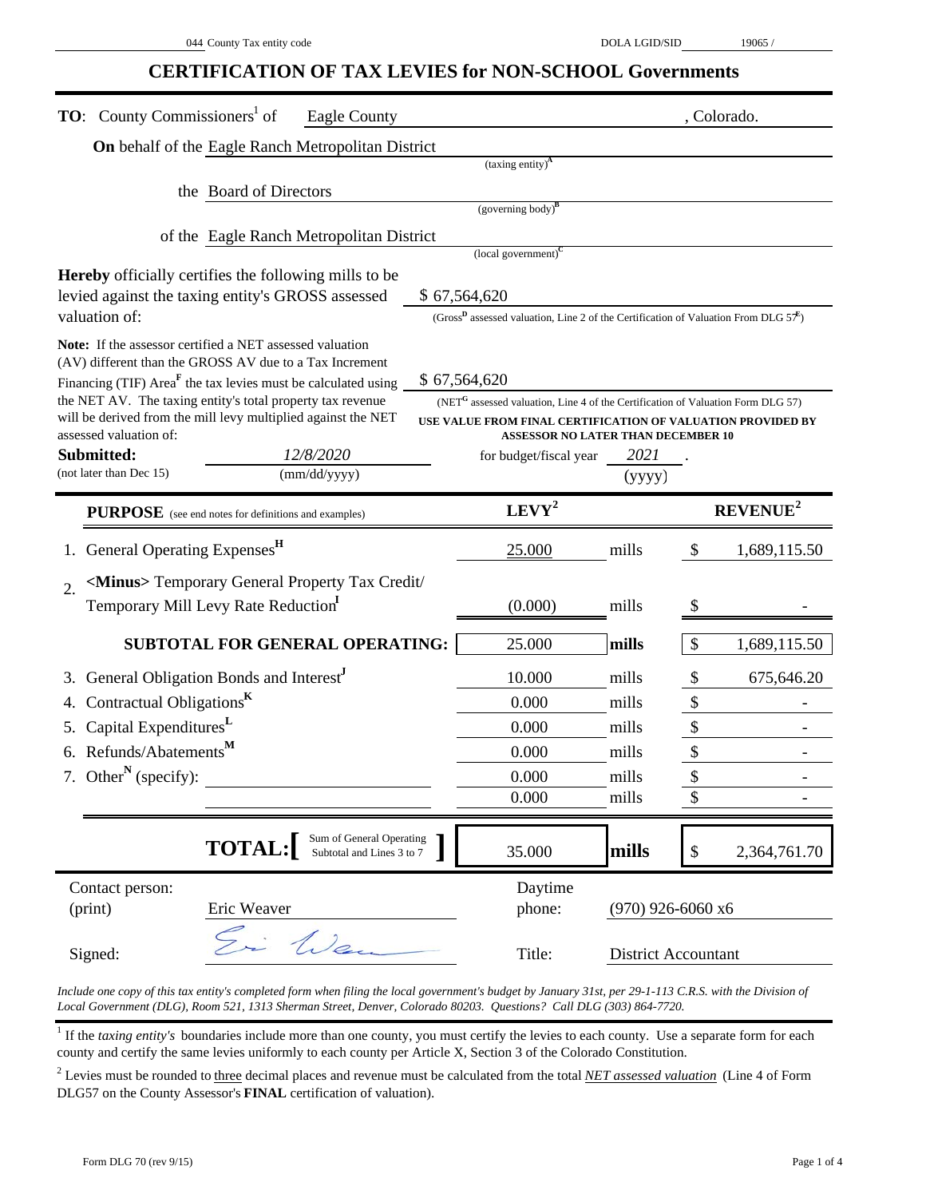044 County Tax entity code &nbsp;&nbsp;&nbsp;&nbsp; DOLA LGID/SID 19065 /

# CERTIFICATION OF TAX LEVIES for NON-SCHOOL Governments

**TO**: County Commissioners[1] of Eagle County, Colorado.

**On** behalf of the Eagle Ranch Metropolitan District
(taxing entity)[A]

the Board of Directors
(governing body)[B]

of the Eagle Ranch Metropolitan District
(local government)[C]

**Hereby** officially certifies the following mills to be levied against the taxing entity's GROSS assessed valuation of: $ 67,564,620
(Gross[D] assessed valuation, Line 2 of the Certification of Valuation From DLG 57[E])

**Note:** If the assessor certified a NET assessed valuation (AV) different than the GROSS AV due to a Tax Increment Financing (TIF) Area[F] the tax levies must be calculated using the NET AV. The taxing entity's total property tax revenue will be derived from the mill levy multiplied against the NET assessed valuation of: $ 67,564,620
(NET[G] assessed valuation, Line 4 of the Certification of Valuation Form DLG 57)
**USE VALUE FROM FINAL CERTIFICATION OF VALUATION PROVIDED BY ASSESSOR NO LATER THAN DECEMBER 10**

**Submitted:** 12/8/2020 for budget/fiscal year 2021.
(not later than Dec 15) (mm/dd/yyyy) (yyyy)

| **PURPOSE** (see end notes for definitions and examples) | **LEVY[2]** | | **REVENUE[2]** |
|---|---|---|---|
| 1. General Operating Expenses[H] | 25.000 | mills | $ 1,689,115.50 |
| 2. <Minus> Temporary General Property Tax Credit/ Temporary Mill Levy Rate Reduction[I] | (0.000) | mills | $ - |
| **SUBTOTAL FOR GENERAL OPERATING:** | 25.000 | **mills** | $ 1,689,115.50 |
| 3. General Obligation Bonds and Interest[J] | 10.000 | mills | $ 675,646.20 |
| 4. Contractual Obligations[K] | 0.000 | mills | $ - |
| 5. Capital Expenditures[L] | 0.000 | mills | $ - |
| 6. Refunds/Abatements[M] | 0.000 | mills | $ - |
| 7. Other[N] (specify): | 0.000 | mills | $ - |
| | 0.000 | mills | $ - |
| **TOTAL: [** Sum of General Operating Subtotal and Lines 3 to 7 **]** | 35.000 | **mills** | $ 2,364,761.70 |

| | | | |
|---|---|---|---|
| Contact person: (print) | Eric Weaver | Daytime phone: | (970) 926-6060 x6 |
| Signed: | *Eric Weaver* | Title: | District Accountant |

*Include one copy of this tax entity's completed form when filing the local government's budget by January 31st, per 29-1-113 C.R.S. with the Division of Local Government (DLG), Room 521, 1313 Sherman Street, Denver, Colorado 80203. Questions? Call DLG (303) 864-7720.*

[1] If the *taxing entity's* boundaries include more than one county, you must certify the levies to each county. Use a separate form for each county and certify the same levies uniformly to each county per Article X, Section 3 of the Colorado Constitution.

[2] Levies must be rounded to three decimal places and revenue must be calculated from the total ***NET assessed valuation*** (Line 4 of Form DLG57 on the County Assessor's **FINAL** certification of valuation).

Form DLG 70 (rev 9/15)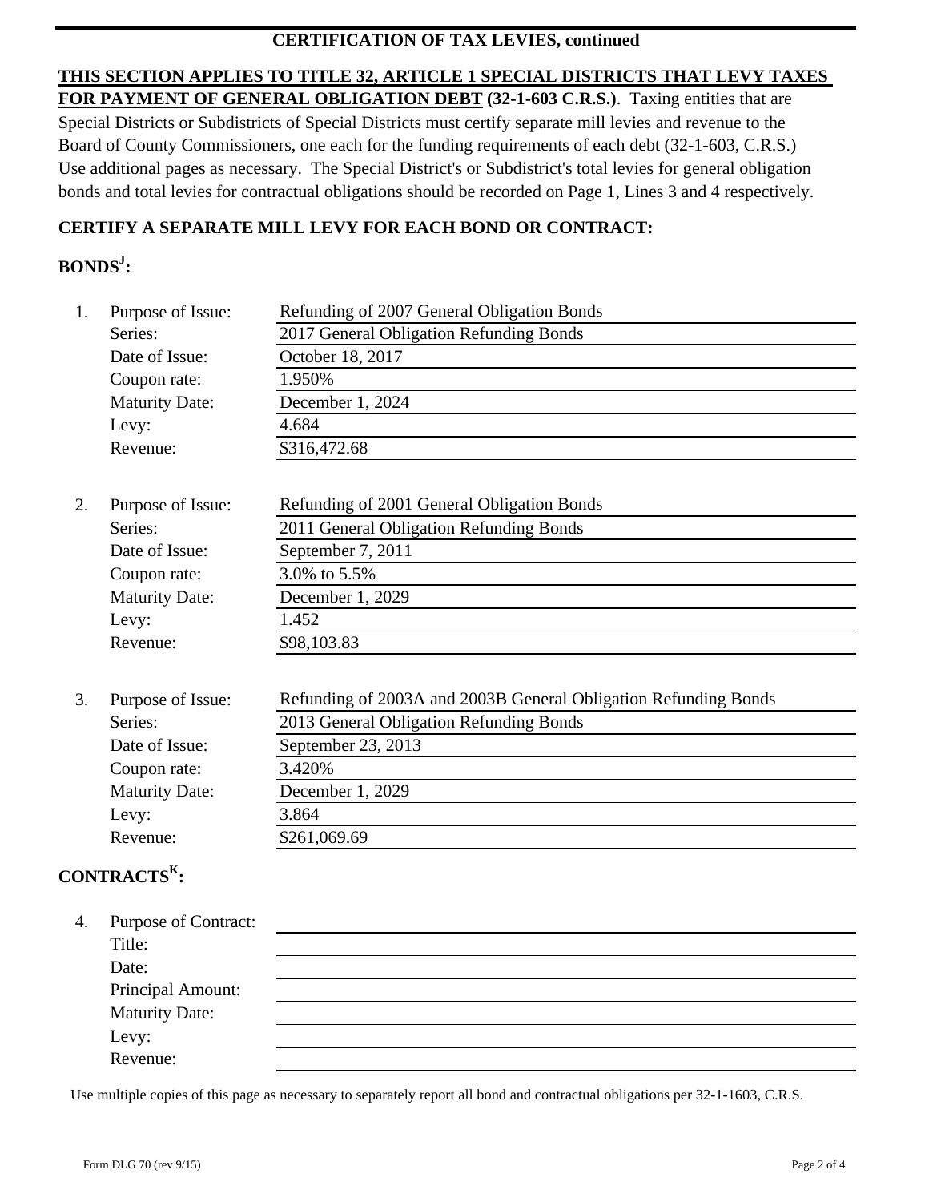## CERTIFICATION OF TAX LEVIES, continued

**THIS SECTION APPLIES TO TITLE 32, ARTICLE 1 SPECIAL DISTRICTS THAT LEVY TAXES FOR PAYMENT OF GENERAL OBLIGATION DEBT (32-1-603 C.R.S.)**. Taxing entities that are Special Districts or Subdistricts of Special Districts must certify separate mill levies and revenue to the Board of County Commissioners, one each for the funding requirements of each debt (32-1-603, C.R.S.) Use additional pages as necessary. The Special District's or Subdistrict's total levies for general obligation bonds and total levies for contractual obligations should be recorded on Page 1, Lines 3 and 4 respectively.

**CERTIFY A SEPARATE MILL LEVY FOR EACH BOND OR CONTRACT:**

**BONDS[J]:**

1. Purpose of Issue: Refunding of 2007 General Obligation Bonds
   Series: 2017 General Obligation Refunding Bonds
   Date of Issue: October 18, 2017
   Coupon rate: 1.950%
   Maturity Date: December 1, 2024
   Levy: 4.684
   Revenue: $316,472.68

2. Purpose of Issue: Refunding of 2001 General Obligation Bonds
   Series: 2011 General Obligation Refunding Bonds
   Date of Issue: September 7, 2011
   Coupon rate: 3.0% to 5.5%
   Maturity Date: December 1, 2029
   Levy: 1.452
   Revenue: $98,103.83

3. Purpose of Issue: Refunding of 2003A and 2003B General Obligation Refunding Bonds
   Series: 2013 General Obligation Refunding Bonds
   Date of Issue: September 23, 2013
   Coupon rate: 3.420%
   Maturity Date: December 1, 2029
   Levy: 3.864
   Revenue: $261,069.69

**CONTRACTS[K]:**

4. Purpose of Contract:
   Title:
   Date:
   Principal Amount:
   Maturity Date:
   Levy:
   Revenue:

Use multiple copies of this page as necessary to separately report all bond and contractual obligations per 32-1-1603, C.R.S.

Form DLG 70 (rev 9/15)